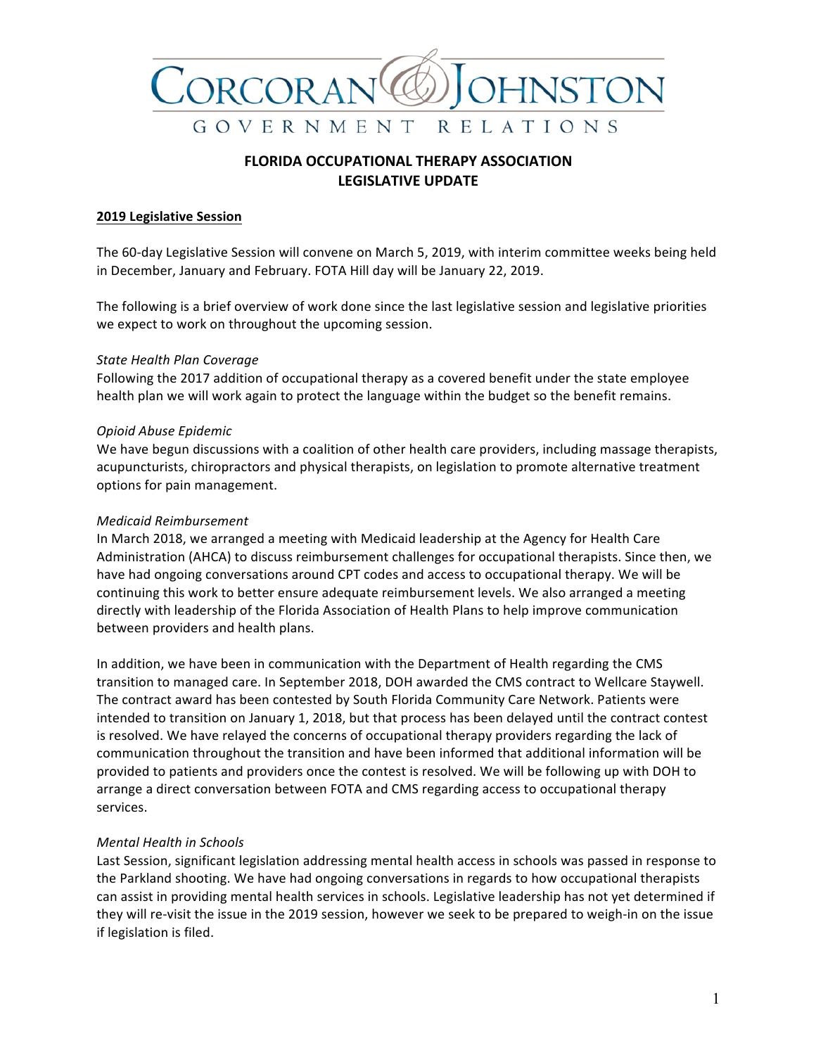CORCORAN & JOHNSTON

GOVERNMENT RELATIONS

# FLORIDA OCCUPATIONAL THERAPY ASSOCIATION
# LEGISLATIVE UPDATE

## 2019 Legislative Session

The 60-day Legislative Session will convene on March 5, 2019, with interim committee weeks being held in December, January and February. FOTA Hill day will be January 22, 2019.

The following is a brief overview of work done since the last legislative session and legislative priorities we expect to work on throughout the upcoming session.

*State Health Plan Coverage*

Following the 2017 addition of occupational therapy as a covered benefit under the state employee health plan we will work again to protect the language within the budget so the benefit remains.

*Opioid Abuse Epidemic*

We have begun discussions with a coalition of other health care providers, including massage therapists, acupuncturists, chiropractors and physical therapists, on legislation to promote alternative treatment options for pain management.

*Medicaid Reimbursement*

In March 2018, we arranged a meeting with Medicaid leadership at the Agency for Health Care Administration (AHCA) to discuss reimbursement challenges for occupational therapists. Since then, we have had ongoing conversations around CPT codes and access to occupational therapy. We will be continuing this work to better ensure adequate reimbursement levels. We also arranged a meeting directly with leadership of the Florida Association of Health Plans to help improve communication between providers and health plans.

In addition, we have been in communication with the Department of Health regarding the CMS transition to managed care. In September 2018, DOH awarded the CMS contract to Wellcare Staywell. The contract award has been contested by South Florida Community Care Network. Patients were intended to transition on January 1, 2018, but that process has been delayed until the contract contest is resolved. We have relayed the concerns of occupational therapy providers regarding the lack of communication throughout the transition and have been informed that additional information will be provided to patients and providers once the contest is resolved. We will be following up with DOH to arrange a direct conversation between FOTA and CMS regarding access to occupational therapy services.

*Mental Health in Schools*

Last Session, significant legislation addressing mental health access in schools was passed in response to the Parkland shooting. We have had ongoing conversations in regards to how occupational therapists can assist in providing mental health services in schools. Legislative leadership has not yet determined if they will re-visit the issue in the 2019 session, however we seek to be prepared to weigh-in on the issue if legislation is filed.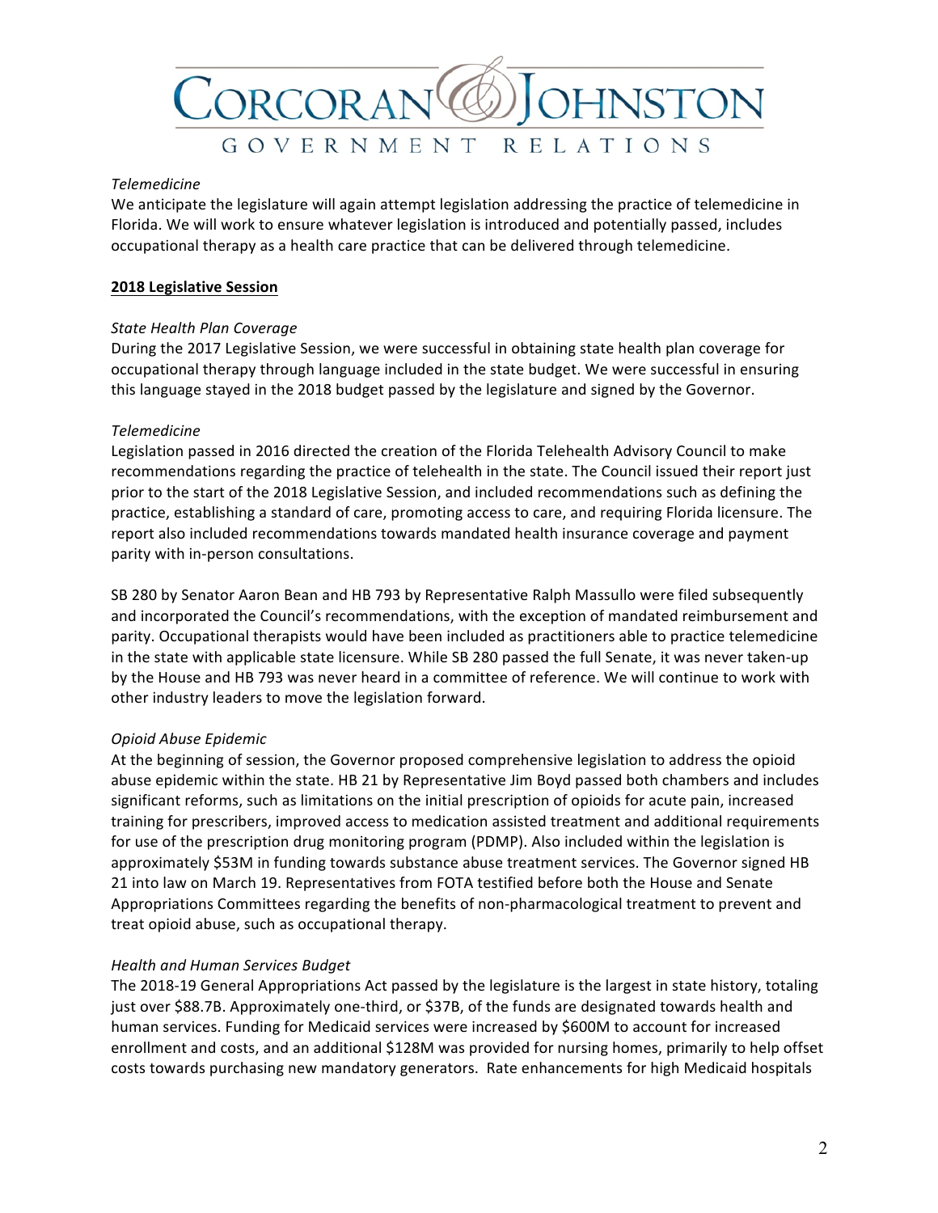*Telemedicine*

We anticipate the legislature will again attempt legislation addressing the practice of telemedicine in Florida. We will work to ensure whatever legislation is introduced and potentially passed, includes occupational therapy as a health care practice that can be delivered through telemedicine.

## 2018 Legislative Session

*State Health Plan Coverage*

During the 2017 Legislative Session, we were successful in obtaining state health plan coverage for occupational therapy through language included in the state budget. We were successful in ensuring this language stayed in the 2018 budget passed by the legislature and signed by the Governor.

*Telemedicine*

Legislation passed in 2016 directed the creation of the Florida Telehealth Advisory Council to make recommendations regarding the practice of telehealth in the state. The Council issued their report just prior to the start of the 2018 Legislative Session, and included recommendations such as defining the practice, establishing a standard of care, promoting access to care, and requiring Florida licensure. The report also included recommendations towards mandated health insurance coverage and payment parity with in-person consultations.

SB 280 by Senator Aaron Bean and HB 793 by Representative Ralph Massullo were filed subsequently and incorporated the Council's recommendations, with the exception of mandated reimbursement and parity. Occupational therapists would have been included as practitioners able to practice telemedicine in the state with applicable state licensure. While SB 280 passed the full Senate, it was never taken-up by the House and HB 793 was never heard in a committee of reference. We will continue to work with other industry leaders to move the legislation forward.

*Opioid Abuse Epidemic*

At the beginning of session, the Governor proposed comprehensive legislation to address the opioid abuse epidemic within the state. HB 21 by Representative Jim Boyd passed both chambers and includes significant reforms, such as limitations on the initial prescription of opioids for acute pain, increased training for prescribers, improved access to medication assisted treatment and additional requirements for use of the prescription drug monitoring program (PDMP). Also included within the legislation is approximately $53M in funding towards substance abuse treatment services. The Governor signed HB 21 into law on March 19. Representatives from FOTA testified before both the House and Senate Appropriations Committees regarding the benefits of non-pharmacological treatment to prevent and treat opioid abuse, such as occupational therapy.

*Health and Human Services Budget*

The 2018-19 General Appropriations Act passed by the legislature is the largest in state history, totaling just over $88.7B. Approximately one-third, or $37B, of the funds are designated towards health and human services. Funding for Medicaid services were increased by $600M to account for increased enrollment and costs, and an additional $128M was provided for nursing homes, primarily to help offset costs towards purchasing new mandatory generators. Rate enhancements for high Medicaid hospitals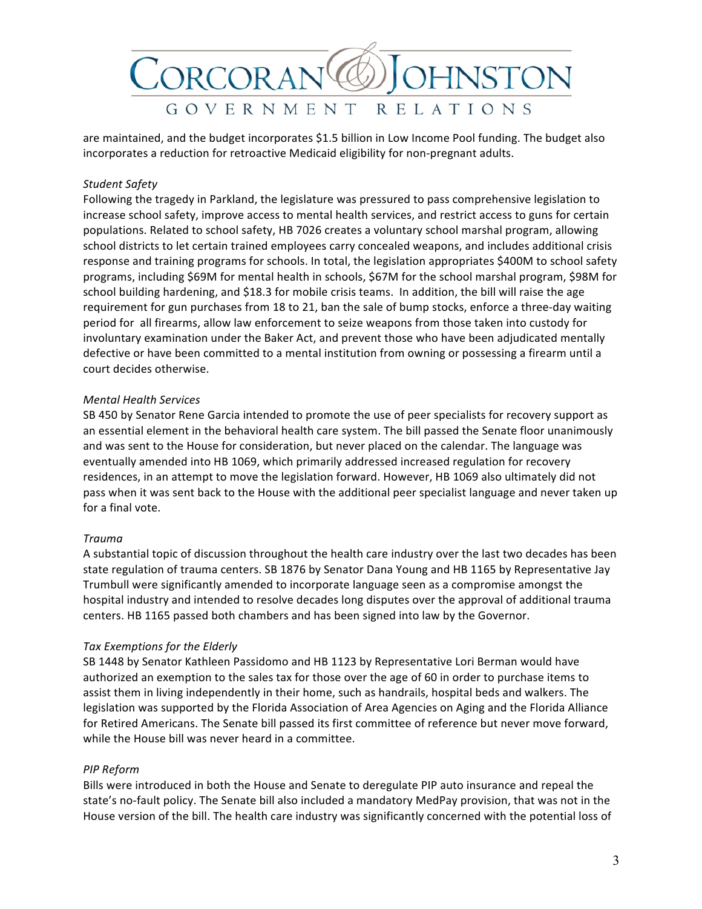are maintained, and the budget incorporates $1.5 billion in Low Income Pool funding. The budget also incorporates a reduction for retroactive Medicaid eligibility for non-pregnant adults.

*Student Safety*

Following the tragedy in Parkland, the legislature was pressured to pass comprehensive legislation to increase school safety, improve access to mental health services, and restrict access to guns for certain populations. Related to school safety, HB 7026 creates a voluntary school marshal program, allowing school districts to let certain trained employees carry concealed weapons, and includes additional crisis response and training programs for schools. In total, the legislation appropriates $400M to school safety programs, including $69M for mental health in schools, $67M for the school marshal program, $98M for school building hardening, and $18.3 for mobile crisis teams. In addition, the bill will raise the age requirement for gun purchases from 18 to 21, ban the sale of bump stocks, enforce a three-day waiting period for all firearms, allow law enforcement to seize weapons from those taken into custody for involuntary examination under the Baker Act, and prevent those who have been adjudicated mentally defective or have been committed to a mental institution from owning or possessing a firearm until a court decides otherwise.

*Mental Health Services*

SB 450 by Senator Rene Garcia intended to promote the use of peer specialists for recovery support as an essential element in the behavioral health care system. The bill passed the Senate floor unanimously and was sent to the House for consideration, but never placed on the calendar. The language was eventually amended into HB 1069, which primarily addressed increased regulation for recovery residences, in an attempt to move the legislation forward. However, HB 1069 also ultimately did not pass when it was sent back to the House with the additional peer specialist language and never taken up for a final vote.

*Trauma*

A substantial topic of discussion throughout the health care industry over the last two decades has been state regulation of trauma centers. SB 1876 by Senator Dana Young and HB 1165 by Representative Jay Trumbull were significantly amended to incorporate language seen as a compromise amongst the hospital industry and intended to resolve decades long disputes over the approval of additional trauma centers. HB 1165 passed both chambers and has been signed into law by the Governor.

*Tax Exemptions for the Elderly*

SB 1448 by Senator Kathleen Passidomo and HB 1123 by Representative Lori Berman would have authorized an exemption to the sales tax for those over the age of 60 in order to purchase items to assist them in living independently in their home, such as handrails, hospital beds and walkers. The legislation was supported by the Florida Association of Area Agencies on Aging and the Florida Alliance for Retired Americans. The Senate bill passed its first committee of reference but never move forward, while the House bill was never heard in a committee.

*PIP Reform*

Bills were introduced in both the House and Senate to deregulate PIP auto insurance and repeal the state's no-fault policy. The Senate bill also included a mandatory MedPay provision, that was not in the House version of the bill. The health care industry was significantly concerned with the potential loss of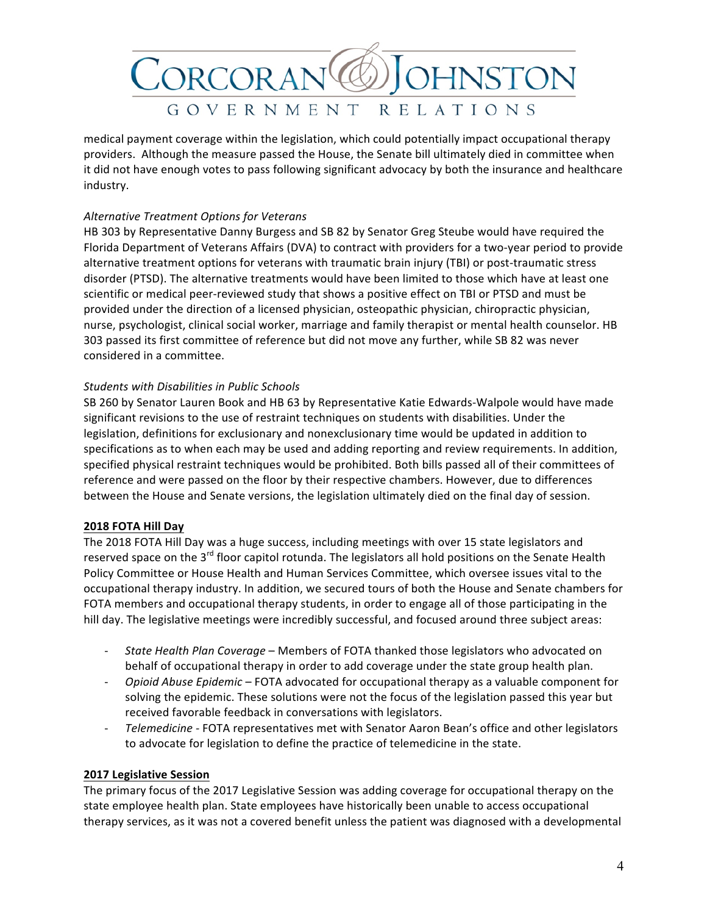medical payment coverage within the legislation, which could potentially impact occupational therapy providers. Although the measure passed the House, the Senate bill ultimately died in committee when it did not have enough votes to pass following significant advocacy by both the insurance and healthcare industry.

*Alternative Treatment Options for Veterans*

HB 303 by Representative Danny Burgess and SB 82 by Senator Greg Steube would have required the Florida Department of Veterans Affairs (DVA) to contract with providers for a two-year period to provide alternative treatment options for veterans with traumatic brain injury (TBI) or post-traumatic stress disorder (PTSD). The alternative treatments would have been limited to those which have at least one scientific or medical peer-reviewed study that shows a positive effect on TBI or PTSD and must be provided under the direction of a licensed physician, osteopathic physician, chiropractic physician, nurse, psychologist, clinical social worker, marriage and family therapist or mental health counselor. HB 303 passed its first committee of reference but did not move any further, while SB 82 was never considered in a committee.

*Students with Disabilities in Public Schools*

SB 260 by Senator Lauren Book and HB 63 by Representative Katie Edwards-Walpole would have made significant revisions to the use of restraint techniques on students with disabilities. Under the legislation, definitions for exclusionary and nonexclusionary time would be updated in addition to specifications as to when each may be used and adding reporting and review requirements. In addition, specified physical restraint techniques would be prohibited. Both bills passed all of their committees of reference and were passed on the floor by their respective chambers. However, due to differences between the House and Senate versions, the legislation ultimately died on the final day of session.

**2018 FOTA Hill Day**

The 2018 FOTA Hill Day was a huge success, including meetings with over 15 state legislators and reserved space on the 3rd floor capitol rotunda. The legislators all hold positions on the Senate Health Policy Committee or House Health and Human Services Committee, which oversee issues vital to the occupational therapy industry. In addition, we secured tours of both the House and Senate chambers for FOTA members and occupational therapy students, in order to engage all of those participating in the hill day. The legislative meetings were incredibly successful, and focused around three subject areas:

- *State Health Plan Coverage* – Members of FOTA thanked those legislators who advocated on behalf of occupational therapy in order to add coverage under the state group health plan.
- *Opioid Abuse Epidemic* – FOTA advocated for occupational therapy as a valuable component for solving the epidemic. These solutions were not the focus of the legislation passed this year but received favorable feedback in conversations with legislators.
- *Telemedicine* - FOTA representatives met with Senator Aaron Bean's office and other legislators to advocate for legislation to define the practice of telemedicine in the state.

**2017 Legislative Session**

The primary focus of the 2017 Legislative Session was adding coverage for occupational therapy on the state employee health plan. State employees have historically been unable to access occupational therapy services, as it was not a covered benefit unless the patient was diagnosed with a developmental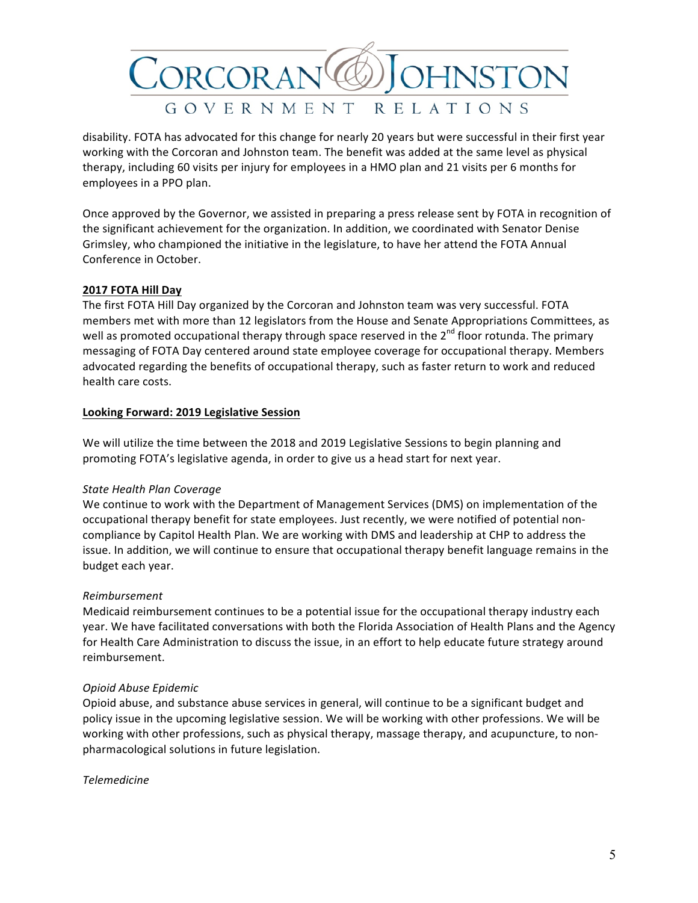disability. FOTA has advocated for this change for nearly 20 years but were successful in their first year working with the Corcoran and Johnston team. The benefit was added at the same level as physical therapy, including 60 visits per injury for employees in a HMO plan and 21 visits per 6 months for employees in a PPO plan.

Once approved by the Governor, we assisted in preparing a press release sent by FOTA in recognition of the significant achievement for the organization. In addition, we coordinated with Senator Denise Grimsley, who championed the initiative in the legislature, to have her attend the FOTA Annual Conference in October.

**2017 FOTA Hill Day**

The first FOTA Hill Day organized by the Corcoran and Johnston team was very successful. FOTA members met with more than 12 legislators from the House and Senate Appropriations Committees, as well as promoted occupational therapy through space reserved in the 2nd floor rotunda. The primary messaging of FOTA Day centered around state employee coverage for occupational therapy. Members advocated regarding the benefits of occupational therapy, such as faster return to work and reduced health care costs.

**Looking Forward: 2019 Legislative Session**

We will utilize the time between the 2018 and 2019 Legislative Sessions to begin planning and promoting FOTA's legislative agenda, in order to give us a head start for next year.

*State Health Plan Coverage*

We continue to work with the Department of Management Services (DMS) on implementation of the occupational therapy benefit for state employees. Just recently, we were notified of potential non-compliance by Capitol Health Plan. We are working with DMS and leadership at CHP to address the issue. In addition, we will continue to ensure that occupational therapy benefit language remains in the budget each year.

*Reimbursement*

Medicaid reimbursement continues to be a potential issue for the occupational therapy industry each year. We have facilitated conversations with both the Florida Association of Health Plans and the Agency for Health Care Administration to discuss the issue, in an effort to help educate future strategy around reimbursement.

*Opioid Abuse Epidemic*

Opioid abuse, and substance abuse services in general, will continue to be a significant budget and policy issue in the upcoming legislative session. We will be working with other professions. We will be working with other professions, such as physical therapy, massage therapy, and acupuncture, to non-pharmacological solutions in future legislation.

*Telemedicine*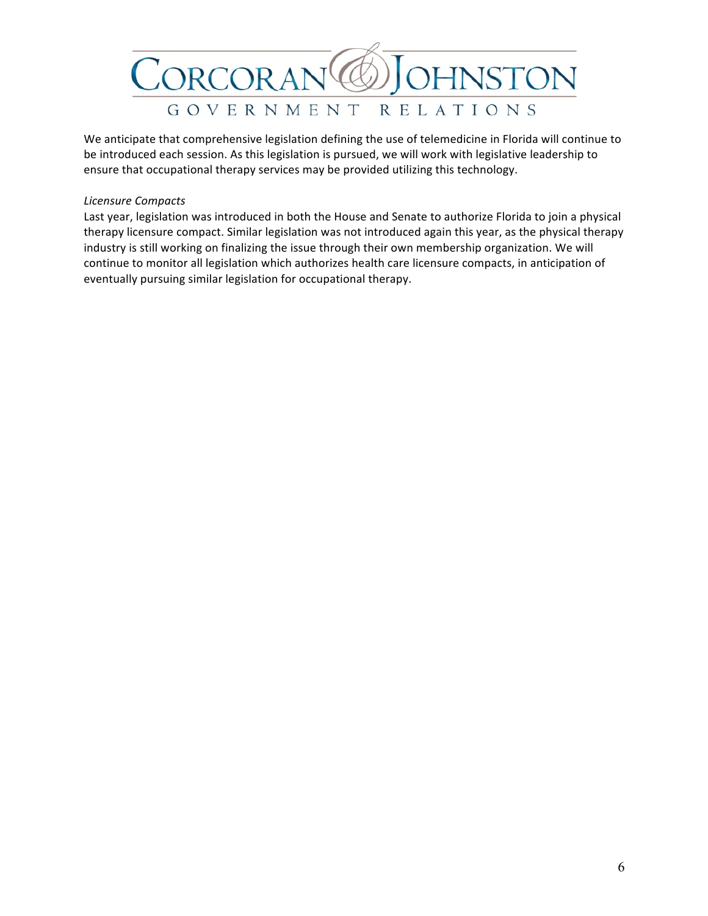We anticipate that comprehensive legislation defining the use of telemedicine in Florida will continue to be introduced each session. As this legislation is pursued, we will work with legislative leadership to ensure that occupational therapy services may be provided utilizing this technology.

*Licensure Compacts*

Last year, legislation was introduced in both the House and Senate to authorize Florida to join a physical therapy licensure compact. Similar legislation was not introduced again this year, as the physical therapy industry is still working on finalizing the issue through their own membership organization. We will continue to monitor all legislation which authorizes health care licensure compacts, in anticipation of eventually pursuing similar legislation for occupational therapy.